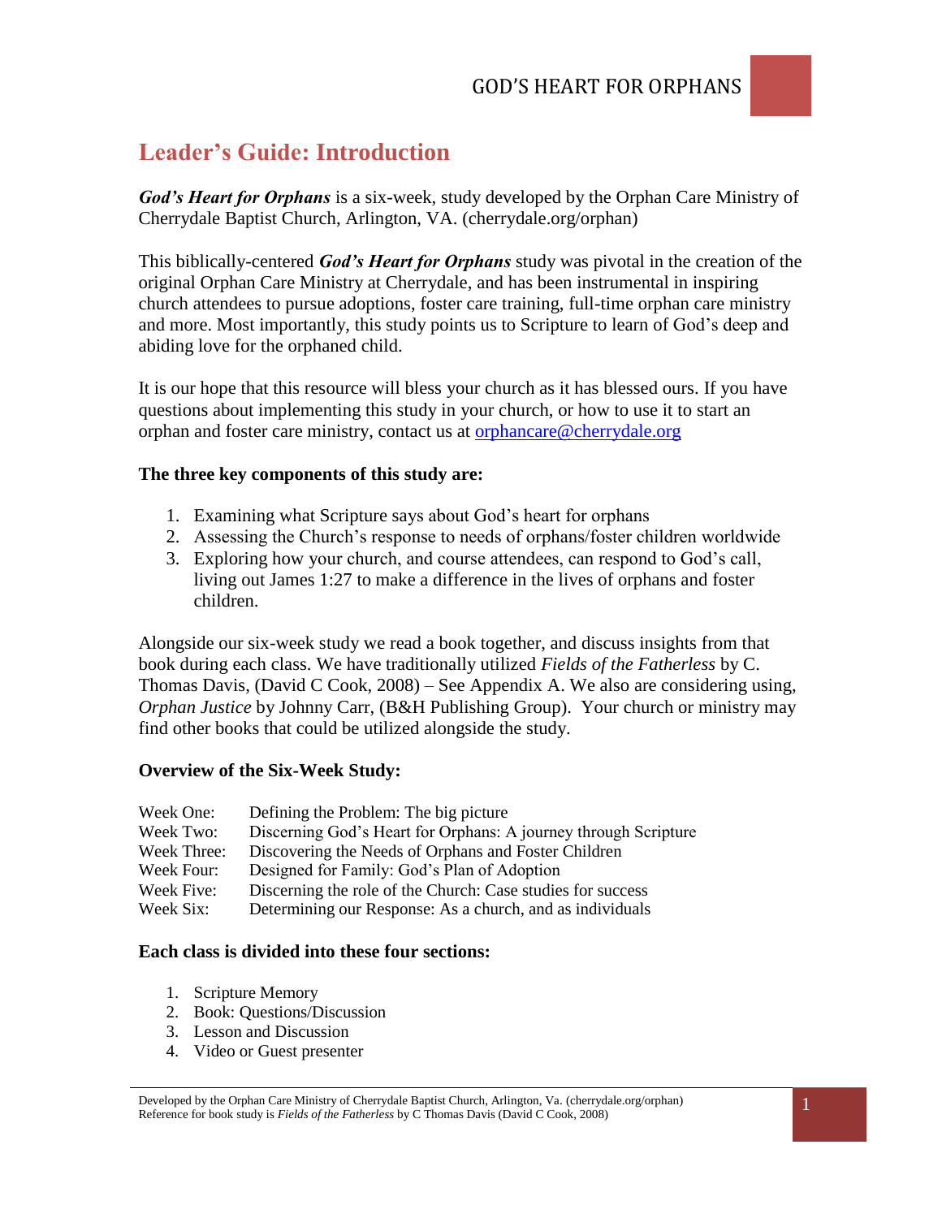## Leader's Guide: Introduction

***God's Heart for Orphans*** is a six-week, study developed by the Orphan Care Ministry of Cherrydale Baptist Church, Arlington, VA. (cherrydale.org/orphan)

This biblically-centered ***God's Heart for Orphans*** study was pivotal in the creation of the original Orphan Care Ministry at Cherrydale, and has been instrumental in inspiring church attendees to pursue adoptions, foster care training, full-time orphan care ministry and more. Most importantly, this study points us to Scripture to learn of God's deep and abiding love for the orphaned child.

It is our hope that this resource will bless your church as it has blessed ours. If you have questions about implementing this study in your church, or how to use it to start an orphan and foster care ministry, contact us at orphancare@cherrydale.org

**The three key components of this study are:**

1. Examining what Scripture says about God's heart for orphans
2. Assessing the Church's response to needs of orphans/foster children worldwide
3. Exploring how your church, and course attendees, can respond to God's call, living out James 1:27 to make a difference in the lives of orphans and foster children.

Alongside our six-week study we read a book together, and discuss insights from that book during each class. We have traditionally utilized *Fields of the Fatherless* by C. Thomas Davis, (David C Cook, 2008) – See Appendix A. We also are considering using, *Orphan Justice* by Johnny Carr, (B&H Publishing Group). Your church or ministry may find other books that could be utilized alongside the study.

**Overview of the Six-Week Study:**

| | |
|---|---|
| Week One: | Defining the Problem: The big picture |
| Week Two: | Discerning God's Heart for Orphans: A journey through Scripture |
| Week Three: | Discovering the Needs of Orphans and Foster Children |
| Week Four: | Designed for Family: God's Plan of Adoption |
| Week Five: | Discerning the role of the Church: Case studies for success |
| Week Six: | Determining our Response: As a church, and as individuals |

**Each class is divided into these four sections:**

1. Scripture Memory
2. Book: Questions/Discussion
3. Lesson and Discussion
4. Video or Guest presenter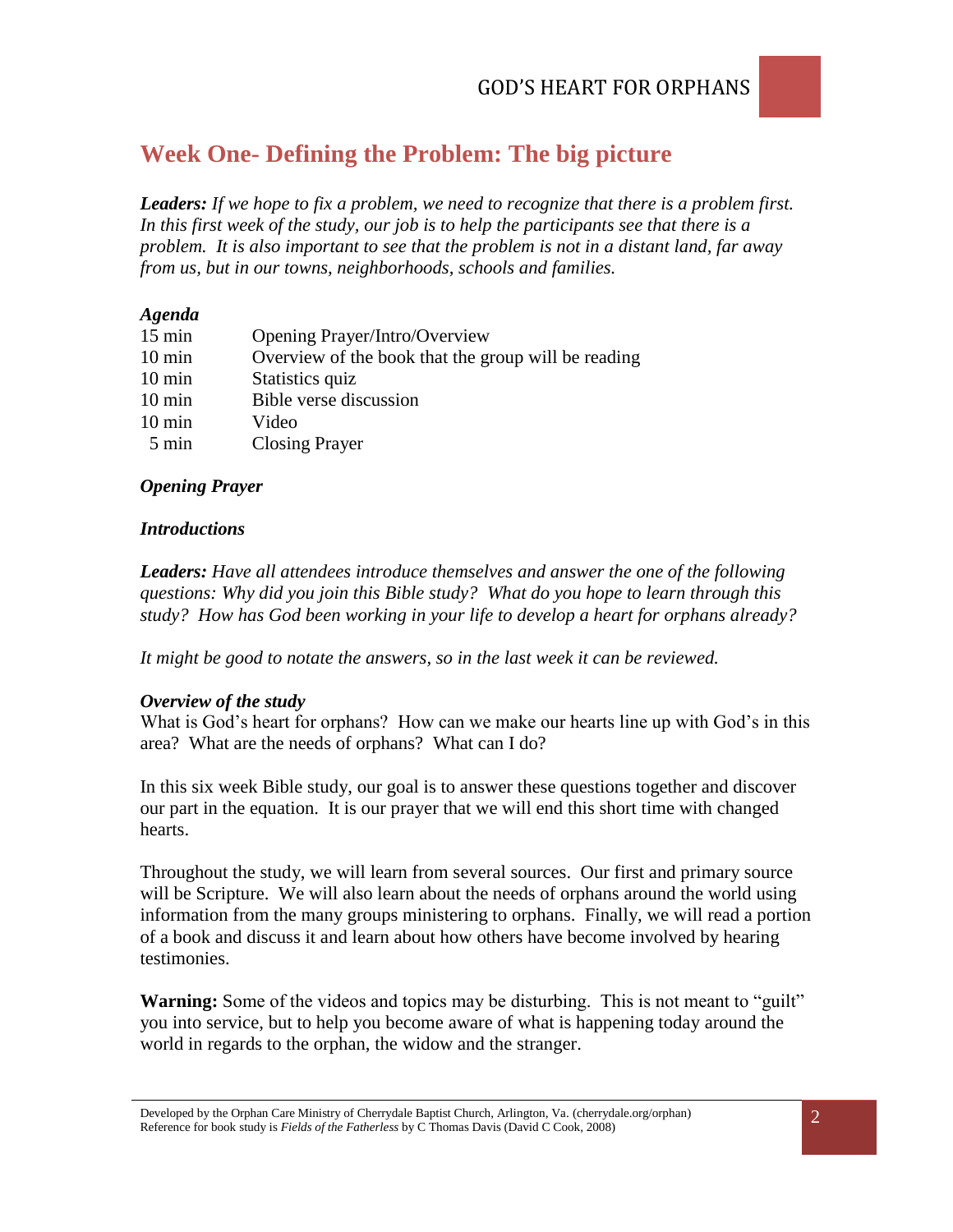# Week One- Defining the Problem: The big picture

***Leaders:*** *If we hope to fix a problem, we need to recognize that there is a problem first. In this first week of the study, our job is to help the participants see that there is a problem. It is also important to see that the problem is not in a distant land, far away from us, but in our towns, neighborhoods, schools and families.*

***Agenda***

| | |
|---|---|
| 15 min | Opening Prayer/Intro/Overview |
| 10 min | Overview of the book that the group will be reading |
| 10 min | Statistics quiz |
| 10 min | Bible verse discussion |
| 10 min | Video |
| 5 min | Closing Prayer |

***Opening Prayer***

***Introductions***

***Leaders:*** *Have all attendees introduce themselves and answer the one of the following questions: Why did you join this Bible study? What do you hope to learn through this study? How has God been working in your life to develop a heart for orphans already?*

*It might be good to notate the answers, so in the last week it can be reviewed.*

***Overview of the study***

What is God's heart for orphans? How can we make our hearts line up with God's in this area? What are the needs of orphans? What can I do?

In this six week Bible study, our goal is to answer these questions together and discover our part in the equation. It is our prayer that we will end this short time with changed hearts.

Throughout the study, we will learn from several sources. Our first and primary source will be Scripture. We will also learn about the needs of orphans around the world using information from the many groups ministering to orphans. Finally, we will read a portion of a book and discuss it and learn about how others have become involved by hearing testimonies.

**Warning:** Some of the videos and topics may be disturbing. This is not meant to "guilt" you into service, but to help you become aware of what is happening today around the world in regards to the orphan, the widow and the stranger.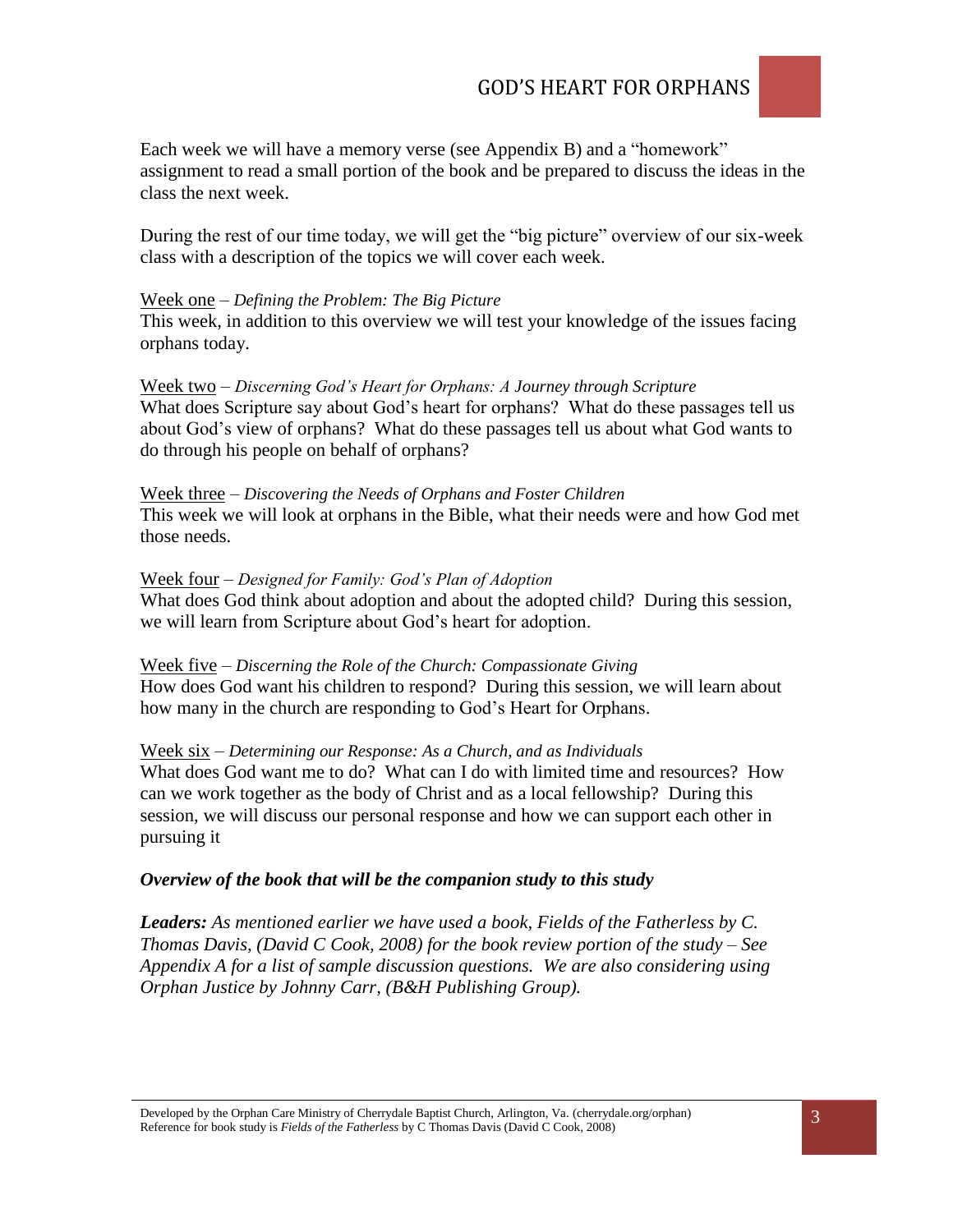Each week we will have a memory verse (see Appendix B) and a "homework" assignment to read a small portion of the book and be prepared to discuss the ideas in the class the next week.

During the rest of our time today, we will get the "big picture" overview of our six-week class with a description of the topics we will cover each week.

Week one – *Defining the Problem: The Big Picture*
This week, in addition to this overview we will test your knowledge of the issues facing orphans today.

Week two – *Discerning God's Heart for Orphans: A Journey through Scripture*
What does Scripture say about God's heart for orphans? What do these passages tell us about God's view of orphans? What do these passages tell us about what God wants to do through his people on behalf of orphans?

Week three – *Discovering the Needs of Orphans and Foster Children*
This week we will look at orphans in the Bible, what their needs were and how God met those needs.

Week four – *Designed for Family: God's Plan of Adoption*
What does God think about adoption and about the adopted child? During this session, we will learn from Scripture about God's heart for adoption.

Week five – *Discerning the Role of the Church: Compassionate Giving*
How does God want his children to respond? During this session, we will learn about how many in the church are responding to God's Heart for Orphans.

Week six – *Determining our Response: As a Church, and as Individuals*
What does God want me to do? What can I do with limited time and resources? How can we work together as the body of Christ and as a local fellowship? During this session, we will discuss our personal response and how we can support each other in pursuing it

***Overview of the book that will be the companion study to this study***

***Leaders:*** *As mentioned earlier we have used a book, Fields of the Fatherless by C. Thomas Davis, (David C Cook, 2008) for the book review portion of the study – See Appendix A for a list of sample discussion questions. We are also considering using Orphan Justice by Johnny Carr, (B&H Publishing Group).*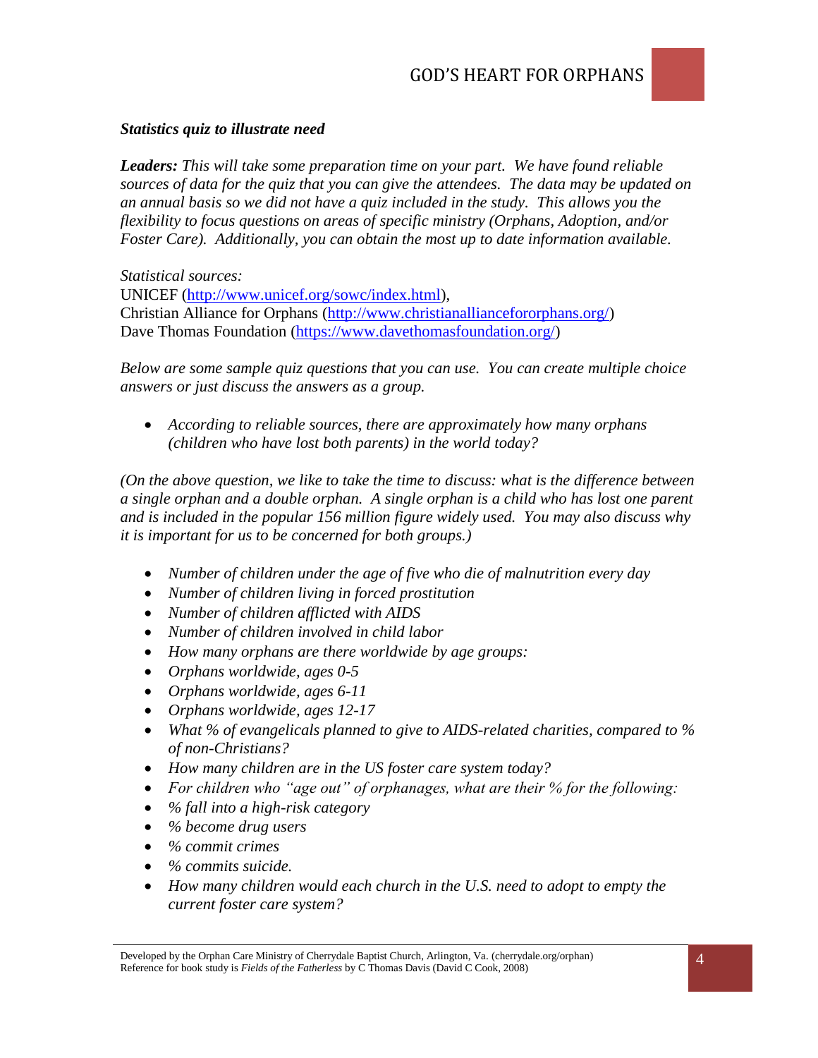***Statistics quiz to illustrate need***

***Leaders:*** *This will take some preparation time on your part. We have found reliable sources of data for the quiz that you can give the attendees. The data may be updated on an annual basis so we did not have a quiz included in the study. This allows you the flexibility to focus questions on areas of specific ministry (Orphans, Adoption, and/or Foster Care). Additionally, you can obtain the most up to date information available.*

*Statistical sources:*
UNICEF (http://www.unicef.org/sowc/index.html),
Christian Alliance for Orphans (http://www.christianalliancefororphans.org/)
Dave Thomas Foundation (https://www.davethomasfoundation.org/)

*Below are some sample quiz questions that you can use. You can create multiple choice answers or just discuss the answers as a group.*

- *According to reliable sources, there are approximately how many orphans (children who have lost both parents) in the world today?*

*(On the above question, we like to take the time to discuss: what is the difference between a single orphan and a double orphan. A single orphan is a child who has lost one parent and is included in the popular 156 million figure widely used. You may also discuss why it is important for us to be concerned for both groups.)*

- *Number of children under the age of five who die of malnutrition every day*
- *Number of children living in forced prostitution*
- *Number of children afflicted with AIDS*
- *Number of children involved in child labor*
- *How many orphans are there worldwide by age groups:*
- *Orphans worldwide, ages 0-5*
- *Orphans worldwide, ages 6-11*
- *Orphans worldwide, ages 12-17*
- *What % of evangelicals planned to give to AIDS-related charities, compared to % of non-Christians?*
- *How many children are in the US foster care system today?*
- *For children who "age out" of orphanages, what are their % for the following:*
- *% fall into a high-risk category*
- *% become drug users*
- *% commit crimes*
- *% commits suicide.*
- *How many children would each church in the U.S. need to adopt to empty the current foster care system?*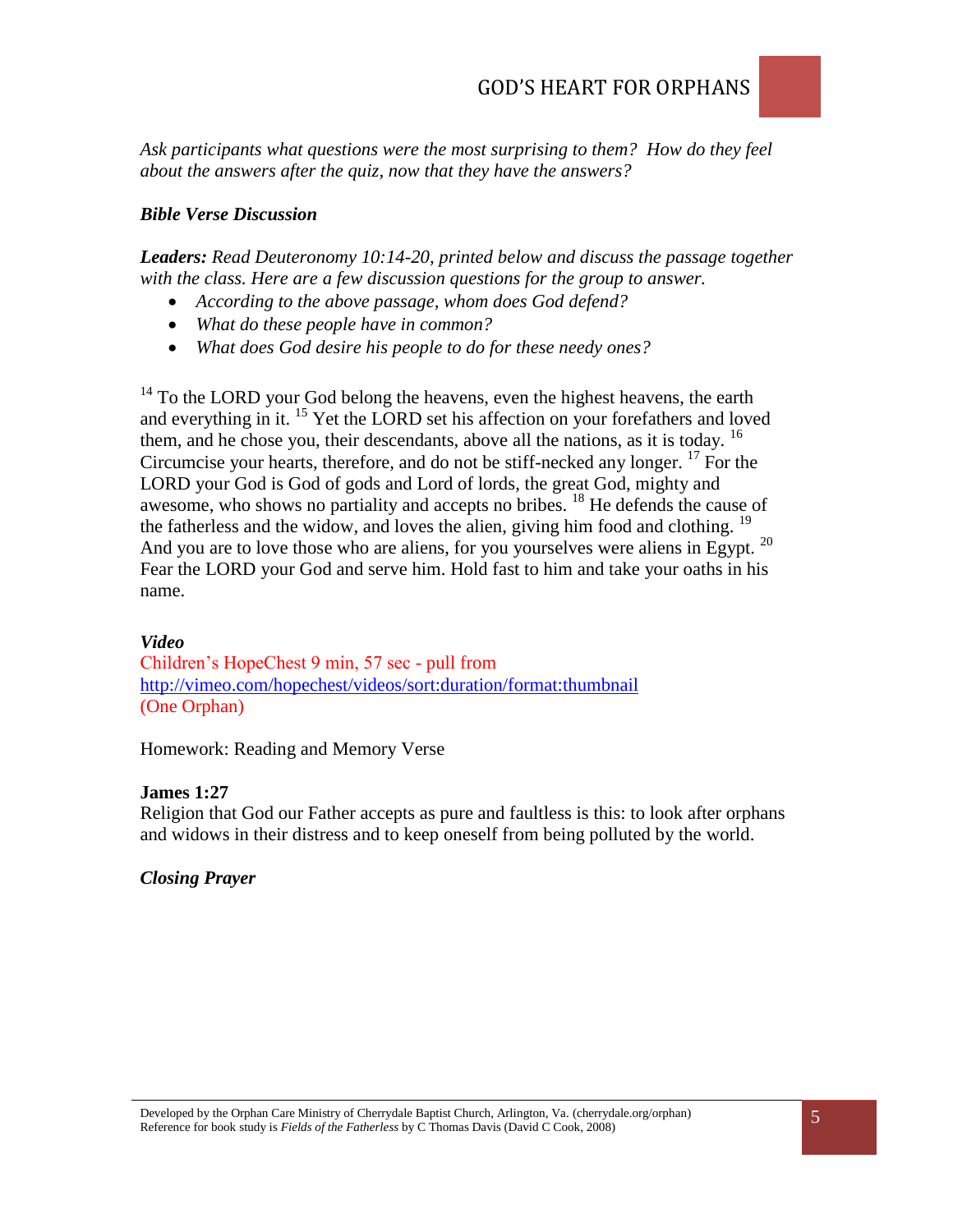*Ask participants what questions were the most surprising to them? How do they feel about the answers after the quiz, now that they have the answers?*

***Bible Verse Discussion***

***Leaders:*** *Read Deuteronomy 10:14-20, printed below and discuss the passage together with the class. Here are a few discussion questions for the group to answer.*

- *According to the above passage, whom does God defend?*
- *What do these people have in common?*
- *What does God desire his people to do for these needy ones?*

[14] To the LORD your God belong the heavens, even the highest heavens, the earth and everything in it. [15] Yet the LORD set his affection on your forefathers and loved them, and he chose you, their descendants, above all the nations, as it is today. [16] Circumcise your hearts, therefore, and do not be stiff-necked any longer. [17] For the LORD your God is God of gods and Lord of lords, the great God, mighty and awesome, who shows no partiality and accepts no bribes. [18] He defends the cause of the fatherless and the widow, and loves the alien, giving him food and clothing. [19] And you are to love those who are aliens, for you yourselves were aliens in Egypt. [20] Fear the LORD your God and serve him. Hold fast to him and take your oaths in his name.

***Video***

Children's HopeChest 9 min, 57 sec - pull from http://vimeo.com/hopechest/videos/sort:duration/format:thumbnail (One Orphan)

Homework: Reading and Memory Verse

**James 1:27**

Religion that God our Father accepts as pure and faultless is this: to look after orphans and widows in their distress and to keep oneself from being polluted by the world.

***Closing Prayer***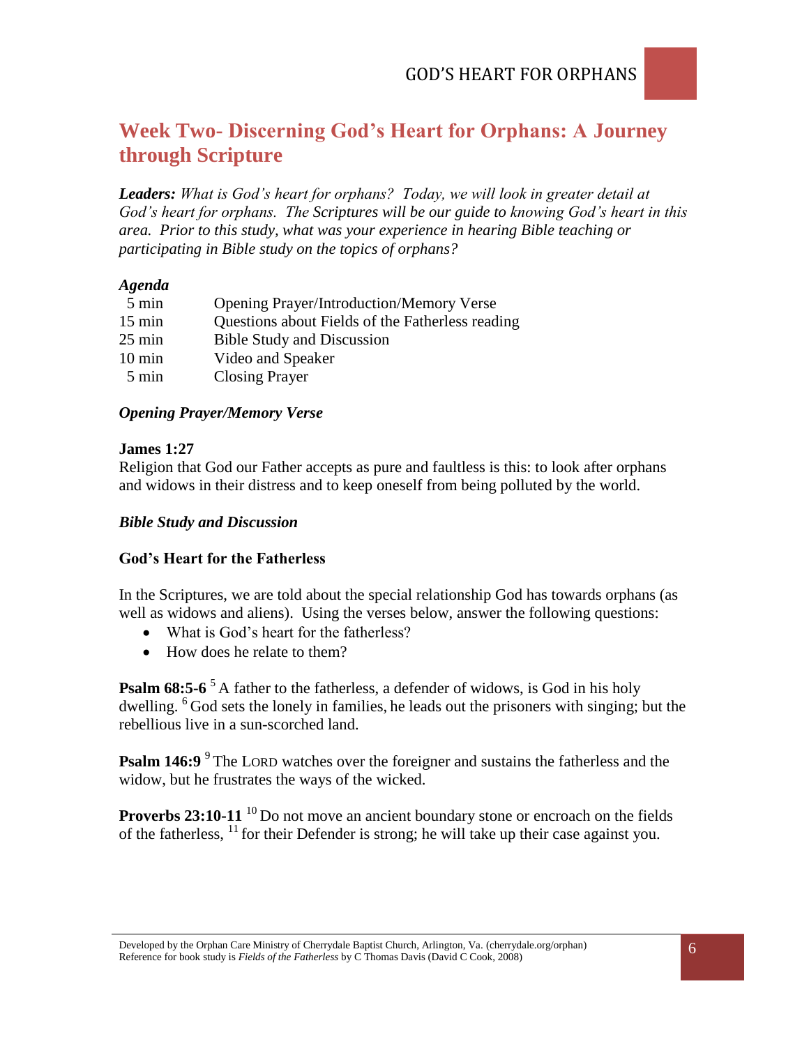## Week Two- Discerning God's Heart for Orphans: A Journey through Scripture

***Leaders:*** *What is God's heart for orphans? Today, we will look in greater detail at God's heart for orphans. The Scriptures will be our guide to knowing God's heart in this area. Prior to this study, what was your experience in hearing Bible teaching or participating in Bible study on the topics of orphans?*

***Agenda***

| | |
|---|---|
| 5 min | Opening Prayer/Introduction/Memory Verse |
| 15 min | Questions about Fields of the Fatherless reading |
| 25 min | Bible Study and Discussion |
| 10 min | Video and Speaker |
| 5 min | Closing Prayer |

***Opening Prayer/Memory Verse***

**James 1:27**
Religion that God our Father accepts as pure and faultless is this: to look after orphans and widows in their distress and to keep oneself from being polluted by the world.

***Bible Study and Discussion***

**God's Heart for the Fatherless**

In the Scriptures, we are told about the special relationship God has towards orphans (as well as widows and aliens). Using the verses below, answer the following questions:

- What is God's heart for the fatherless?
- How does he relate to them?

**Psalm 68:5-6** [5] A father to the fatherless, a defender of widows, is God in his holy dwelling. [6] God sets the lonely in families, he leads out the prisoners with singing; but the rebellious live in a sun-scorched land.

**Psalm 146:9** [9] The LORD watches over the foreigner and sustains the fatherless and the widow, but he frustrates the ways of the wicked.

**Proverbs 23:10-11** [10] Do not move an ancient boundary stone or encroach on the fields of the fatherless, [11] for their Defender is strong; he will take up their case against you.

Developed by the Orphan Care Ministry of Cherrydale Baptist Church, Arlington, Va. (cherrydale.org/orphan)
Reference for book study is *Fields of the Fatherless* by C Thomas Davis (David C Cook, 2008)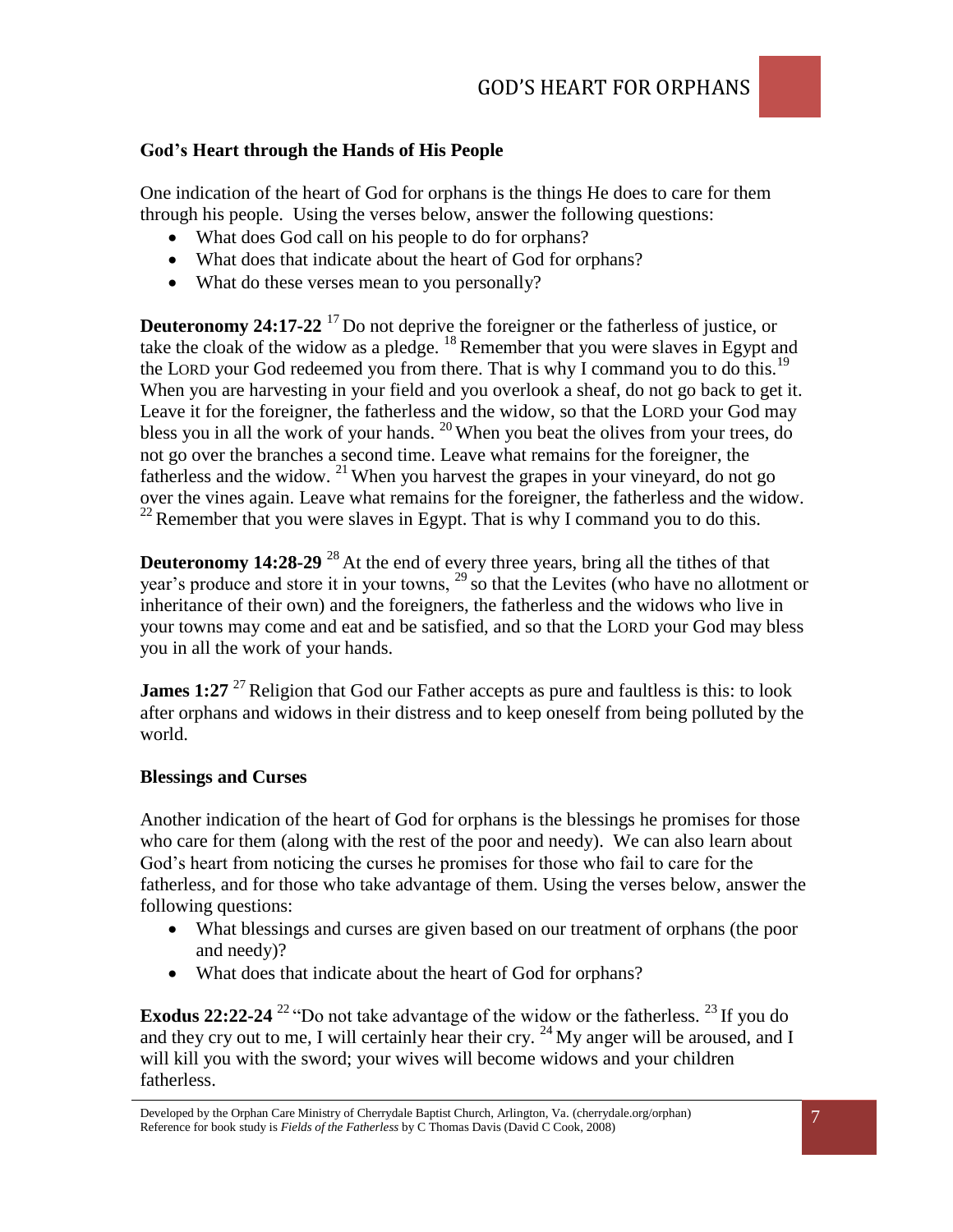**God's Heart through the Hands of His People**

One indication of the heart of God for orphans is the things He does to care for them through his people. Using the verses below, answer the following questions:

- What does God call on his people to do for orphans?
- What does that indicate about the heart of God for orphans?
- What do these verses mean to you personally?

**Deuteronomy 24:17-22** [17] Do not deprive the foreigner or the fatherless of justice, or take the cloak of the widow as a pledge. [18] Remember that you were slaves in Egypt and the LORD your God redeemed you from there. That is why I command you to do this. [19] When you are harvesting in your field and you overlook a sheaf, do not go back to get it. Leave it for the foreigner, the fatherless and the widow, so that the LORD your God may bless you in all the work of your hands. [20] When you beat the olives from your trees, do not go over the branches a second time. Leave what remains for the foreigner, the fatherless and the widow. [21] When you harvest the grapes in your vineyard, do not go over the vines again. Leave what remains for the foreigner, the fatherless and the widow. [22] Remember that you were slaves in Egypt. That is why I command you to do this.

**Deuteronomy 14:28-29** [28] At the end of every three years, bring all the tithes of that year's produce and store it in your towns, [29] so that the Levites (who have no allotment or inheritance of their own) and the foreigners, the fatherless and the widows who live in your towns may come and eat and be satisfied, and so that the LORD your God may bless you in all the work of your hands.

**James 1:27** [27] Religion that God our Father accepts as pure and faultless is this: to look after orphans and widows in their distress and to keep oneself from being polluted by the world.

**Blessings and Curses**

Another indication of the heart of God for orphans is the blessings he promises for those who care for them (along with the rest of the poor and needy). We can also learn about God's heart from noticing the curses he promises for those who fail to care for the fatherless, and for those who take advantage of them. Using the verses below, answer the following questions:

- What blessings and curses are given based on our treatment of orphans (the poor and needy)?
- What does that indicate about the heart of God for orphans?

**Exodus 22:22-24** [22] "Do not take advantage of the widow or the fatherless. [23] If you do and they cry out to me, I will certainly hear their cry. [24] My anger will be aroused, and I will kill you with the sword; your wives will become widows and your children fatherless.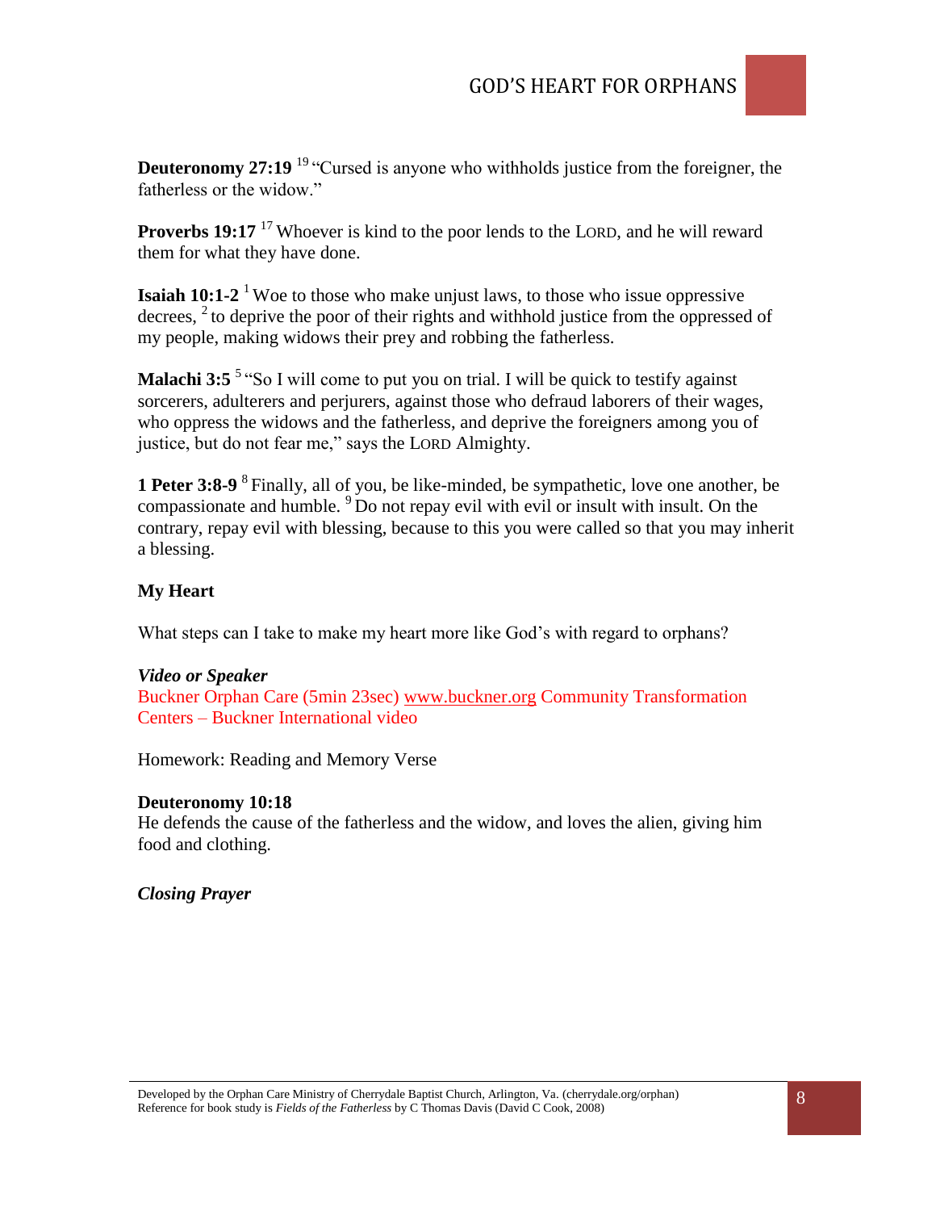**Deuteronomy 27:19** [19] "Cursed is anyone who withholds justice from the foreigner, the fatherless or the widow."

**Proverbs 19:17** [17] Whoever is kind to the poor lends to the LORD, and he will reward them for what they have done.

**Isaiah 10:1-2** [1] Woe to those who make unjust laws, to those who issue oppressive decrees, [2] to deprive the poor of their rights and withhold justice from the oppressed of my people, making widows their prey and robbing the fatherless.

**Malachi 3:5** [5] "So I will come to put you on trial. I will be quick to testify against sorcerers, adulterers and perjurers, against those who defraud laborers of their wages, who oppress the widows and the fatherless, and deprive the foreigners among you of justice, but do not fear me," says the LORD Almighty.

**1 Peter 3:8-9** [8] Finally, all of you, be like-minded, be sympathetic, love one another, be compassionate and humble. [9] Do not repay evil with evil or insult with insult. On the contrary, repay evil with blessing, because to this you were called so that you may inherit a blessing.

**My Heart**

What steps can I take to make my heart more like God's with regard to orphans?

***Video or Speaker***

Buckner Orphan Care (5min 23sec) www.buckner.org Community Transformation Centers – Buckner International video

Homework: Reading and Memory Verse

**Deuteronomy 10:18**

He defends the cause of the fatherless and the widow, and loves the alien, giving him food and clothing.

***Closing Prayer***

Developed by the Orphan Care Ministry of Cherrydale Baptist Church, Arlington, Va. (cherrydale.org/orphan)
Reference for book study is *Fields of the Fatherless* by C Thomas Davis (David C Cook, 2008)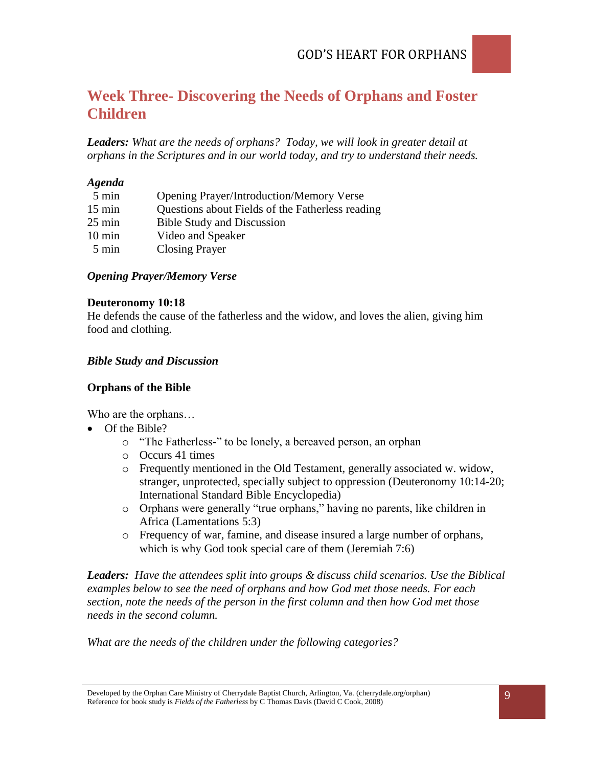## Week Three- Discovering the Needs of Orphans and Foster Children

***Leaders:*** *What are the needs of orphans? Today, we will look in greater detail at orphans in the Scriptures and in our world today, and try to understand their needs.*

***Agenda***

| | |
|---|---|
| 5 min | Opening Prayer/Introduction/Memory Verse |
| 15 min | Questions about Fields of the Fatherless reading |
| 25 min | Bible Study and Discussion |
| 10 min | Video and Speaker |
| 5 min | Closing Prayer |

***Opening Prayer/Memory Verse***

**Deuteronomy 10:18**
He defends the cause of the fatherless and the widow, and loves the alien, giving him food and clothing.

***Bible Study and Discussion***

**Orphans of the Bible**

Who are the orphans…

- Of the Bible?
  - "The Fatherless-" to be lonely, a bereaved person, an orphan
  - Occurs 41 times
  - Frequently mentioned in the Old Testament, generally associated w. widow, stranger, unprotected, specially subject to oppression (Deuteronomy 10:14-20; International Standard Bible Encyclopedia)
  - Orphans were generally "true orphans," having no parents, like children in Africa (Lamentations 5:3)
  - Frequency of war, famine, and disease insured a large number of orphans, which is why God took special care of them (Jeremiah 7:6)

***Leaders:*** *Have the attendees split into groups & discuss child scenarios. Use the Biblical examples below to see the need of orphans and how God met those needs. For each section, note the needs of the person in the first column and then how God met those needs in the second column.*

*What are the needs of the children under the following categories?*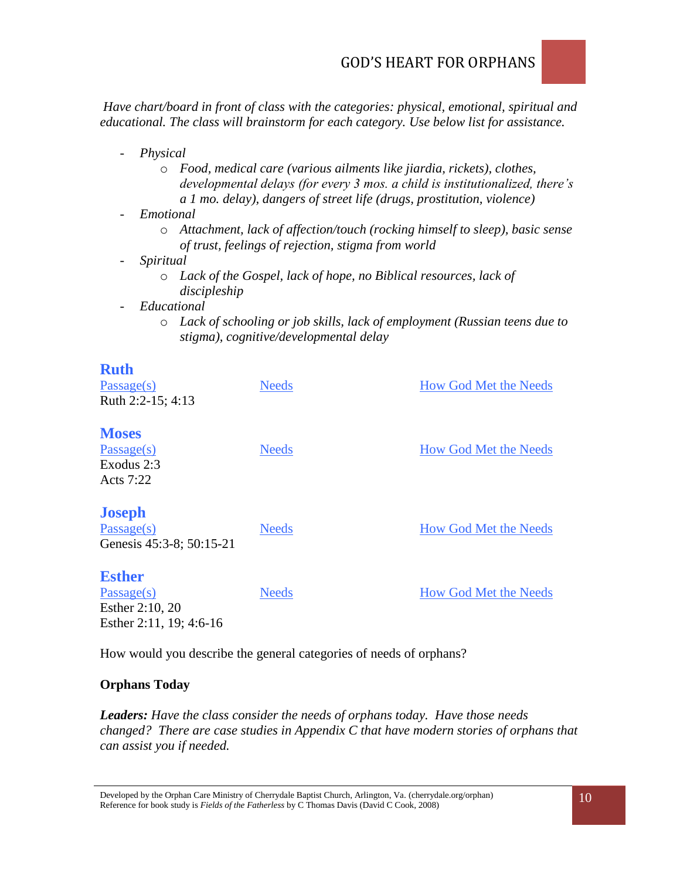*Have chart/board in front of class with the categories: physical, emotional, spiritual and educational. The class will brainstorm for each category. Use below list for assistance.*

- *Physical*
  - *Food, medical care (various ailments like jiardia, rickets), clothes, developmental delays (for every 3 mos. a child is institutionalized, there's a 1 mo. delay), dangers of street life (drugs, prostitution, violence)*
- *Emotional*
  - *Attachment, lack of affection/touch (rocking himself to sleep), basic sense of trust, feelings of rejection, stigma from world*
- *Spiritual*
  - *Lack of the Gospel, lack of hope, no Biblical resources, lack of discipleship*
- *Educational*
  - *Lack of schooling or job skills, lack of employment (Russian teens due to stigma), cognitive/developmental delay*

### Ruth

| Passage(s) | Needs | How God Met the Needs |
|---|---|---|
| Ruth 2:2-15; 4:13 | | |

### Moses

| Passage(s) | Needs | How God Met the Needs |
|---|---|---|
| Exodus 2:3<br>Acts 7:22 | | |

### Joseph

| Passage(s) | Needs | How God Met the Needs |
|---|---|---|
| Genesis 45:3-8; 50:15-21 | | |

### Esther

| Passage(s) | Needs | How God Met the Needs |
|---|---|---|
| Esther 2:10, 20<br>Esther 2:11, 19; 4:6-16 | | |

How would you describe the general categories of needs of orphans?

**Orphans Today**

***Leaders:*** *Have the class consider the needs of orphans today. Have those needs changed? There are case studies in Appendix C that have modern stories of orphans that can assist you if needed.*

Developed by the Orphan Care Ministry of Cherrydale Baptist Church, Arlington, Va. (cherrydale.org/orphan)
Reference for book study is *Fields of the Fatherless* by C Thomas Davis (David C Cook, 2008)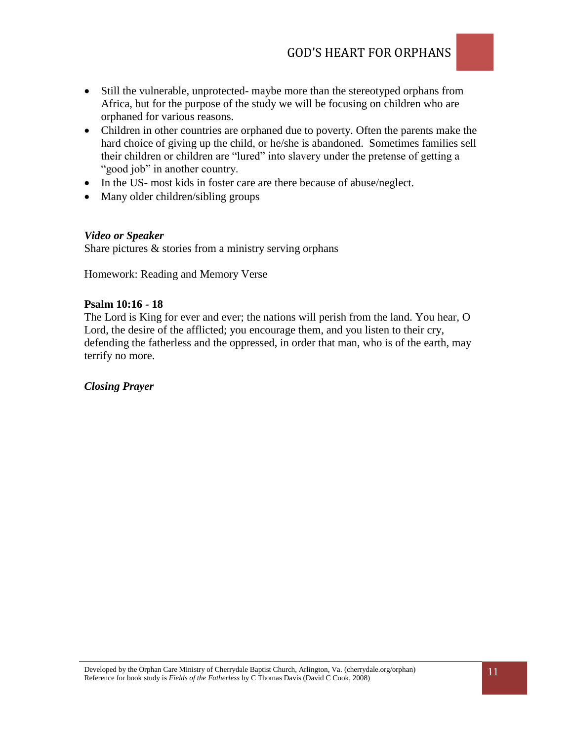- Still the vulnerable, unprotected- maybe more than the stereotyped orphans from Africa, but for the purpose of the study we will be focusing on children who are orphaned for various reasons.
- Children in other countries are orphaned due to poverty. Often the parents make the hard choice of giving up the child, or he/she is abandoned. Sometimes families sell their children or children are "lured" into slavery under the pretense of getting a "good job" in another country.
- In the US- most kids in foster care are there because of abuse/neglect.
- Many older children/sibling groups

***Video or Speaker***

Share pictures & stories from a ministry serving orphans

Homework: Reading and Memory Verse

**Psalm 10:16 - 18**

The Lord is King for ever and ever; the nations will perish from the land. You hear, O Lord, the desire of the afflicted; you encourage them, and you listen to their cry, defending the fatherless and the oppressed, in order that man, who is of the earth, may terrify no more.

***Closing Prayer***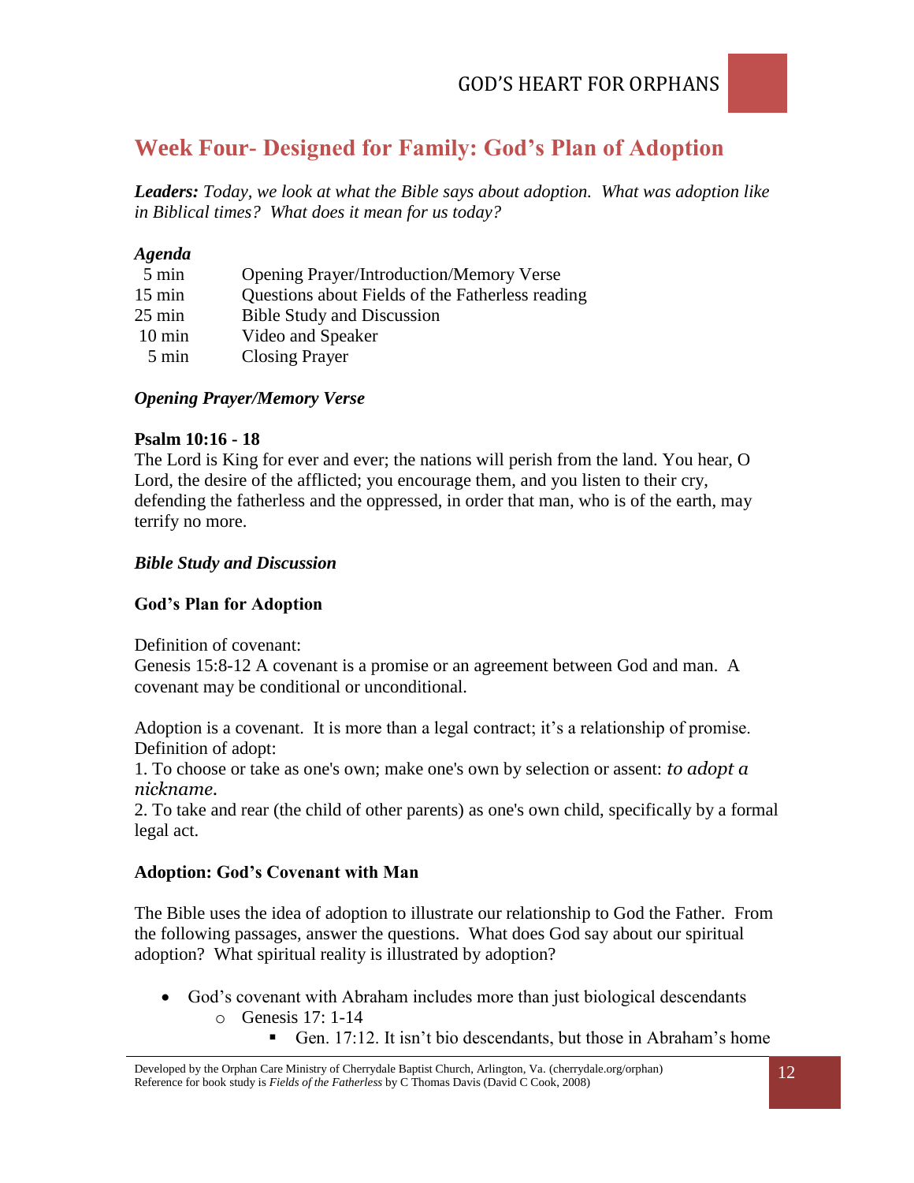## Week Four- Designed for Family: God's Plan of Adoption

***Leaders:*** *Today, we look at what the Bible says about adoption. What was adoption like in Biblical times? What does it mean for us today?*

***Agenda***

| | |
|---|---|
| 5 min | Opening Prayer/Introduction/Memory Verse |
| 15 min | Questions about Fields of the Fatherless reading |
| 25 min | Bible Study and Discussion |
| 10 min | Video and Speaker |
| 5 min | Closing Prayer |

***Opening Prayer/Memory Verse***

**Psalm 10:16 - 18**

The Lord is King for ever and ever; the nations will perish from the land. You hear, O Lord, the desire of the afflicted; you encourage them, and you listen to their cry, defending the fatherless and the oppressed, in order that man, who is of the earth, may terrify no more.

***Bible Study and Discussion***

**God's Plan for Adoption**

Definition of covenant:
Genesis 15:8-12 A covenant is a promise or an agreement between God and man. A covenant may be conditional or unconditional.

Adoption is a covenant. It is more than a legal contract; it's a relationship of promise.
Definition of adopt:
1. To choose or take as one's own; make one's own by selection or assent: *to adopt a nickname.*
2. To take and rear (the child of other parents) as one's own child, specifically by a formal legal act.

**Adoption: God's Covenant with Man**

The Bible uses the idea of adoption to illustrate our relationship to God the Father. From the following passages, answer the questions. What does God say about our spiritual adoption? What spiritual reality is illustrated by adoption?

- God's covenant with Abraham includes more than just biological descendants
  - Genesis 17: 1-14
    - Gen. 17:12. It isn't bio descendants, but those in Abraham's home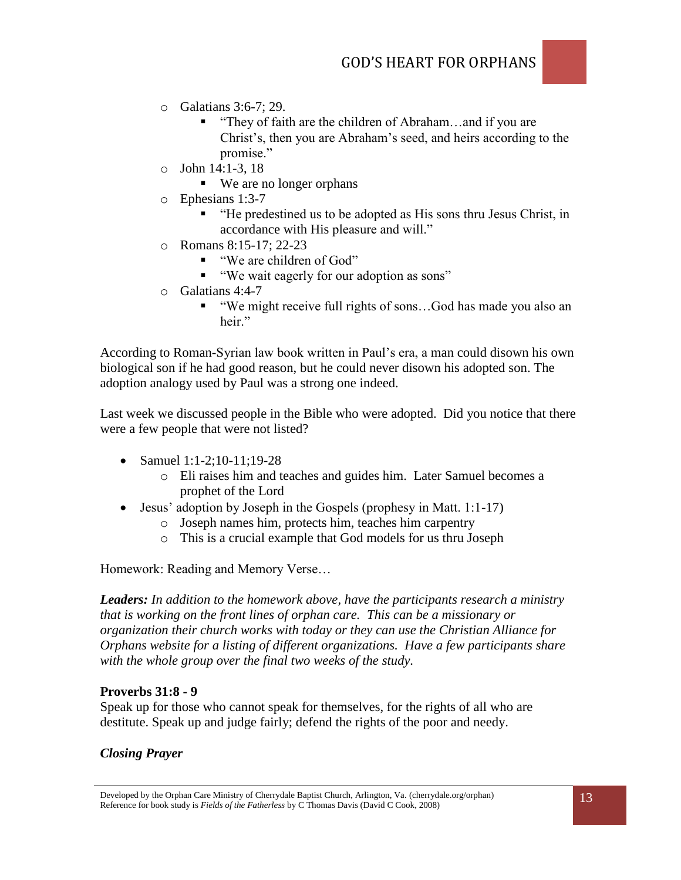- Galatians 3:6-7; 29.
  - "They of faith are the children of Abraham…and if you are Christ's, then you are Abraham's seed, and heirs according to the promise."
- John 14:1-3, 18
  - We are no longer orphans
- Ephesians 1:3-7
  - "He predestined us to be adopted as His sons thru Jesus Christ, in accordance with His pleasure and will."
- Romans 8:15-17; 22-23
  - "We are children of God"
  - "We wait eagerly for our adoption as sons"
- Galatians 4:4-7
  - "We might receive full rights of sons…God has made you also an heir."

According to Roman-Syrian law book written in Paul's era, a man could disown his own biological son if he had good reason, but he could never disown his adopted son. The adoption analogy used by Paul was a strong one indeed.

Last week we discussed people in the Bible who were adopted. Did you notice that there were a few people that were not listed?

- Samuel 1:1-2;10-11;19-28
  - Eli raises him and teaches and guides him. Later Samuel becomes a prophet of the Lord
- Jesus' adoption by Joseph in the Gospels (prophesy in Matt. 1:1-17)
  - Joseph names him, protects him, teaches him carpentry
  - This is a crucial example that God models for us thru Joseph

Homework: Reading and Memory Verse…

***Leaders:*** *In addition to the homework above, have the participants research a ministry that is working on the front lines of orphan care. This can be a missionary or organization their church works with today or they can use the Christian Alliance for Orphans website for a listing of different organizations. Have a few participants share with the whole group over the final two weeks of the study.*

**Proverbs 31:8 - 9**

Speak up for those who cannot speak for themselves, for the rights of all who are destitute. Speak up and judge fairly; defend the rights of the poor and needy.

***Closing Prayer***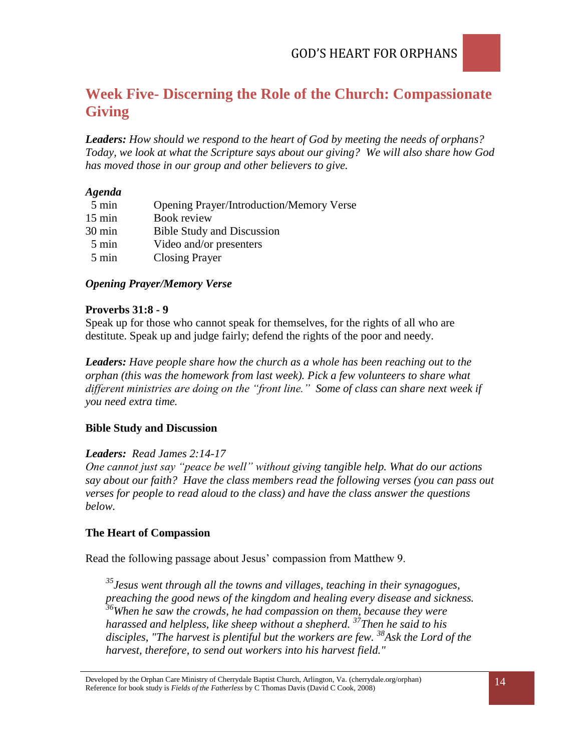# Week Five- Discerning the Role of the Church: Compassionate Giving

***Leaders:*** *How should we respond to the heart of God by meeting the needs of orphans? Today, we look at what the Scripture says about our giving? We will also share how God has moved those in our group and other believers to give.*

***Agenda***

| | |
|---|---|
| 5 min | Opening Prayer/Introduction/Memory Verse |
| 15 min | Book review |
| 30 min | Bible Study and Discussion |
| 5 min | Video and/or presenters |
| 5 min | Closing Prayer |

***Opening Prayer/Memory Verse***

**Proverbs 31:8 - 9**

Speak up for those who cannot speak for themselves, for the rights of all who are destitute. Speak up and judge fairly; defend the rights of the poor and needy.

***Leaders:*** *Have people share how the church as a whole has been reaching out to the orphan (this was the homework from last week). Pick a few volunteers to share what different ministries are doing on the "front line." Some of class can share next week if you need extra time.*

**Bible Study and Discussion**

***Leaders:*** *Read James 2:14-17*

*One cannot just say "peace be well" without giving tangible help. What do our actions say about our faith? Have the class members read the following verses (you can pass out verses for people to read aloud to the class) and have the class answer the questions below.*

**The Heart of Compassion**

Read the following passage about Jesus' compassion from Matthew 9.

> *[35]Jesus went through all the towns and villages, teaching in their synagogues, preaching the good news of the kingdom and healing every disease and sickness. [36]When he saw the crowds, he had compassion on them, because they were harassed and helpless, like sheep without a shepherd. [37]Then he said to his disciples, "The harvest is plentiful but the workers are few. [38]Ask the Lord of the harvest, therefore, to send out workers into his harvest field."*

Developed by the Orphan Care Ministry of Cherrydale Baptist Church, Arlington, Va. (cherrydale.org/orphan)
Reference for book study is *Fields of the Fatherless* by C Thomas Davis (David C Cook, 2008)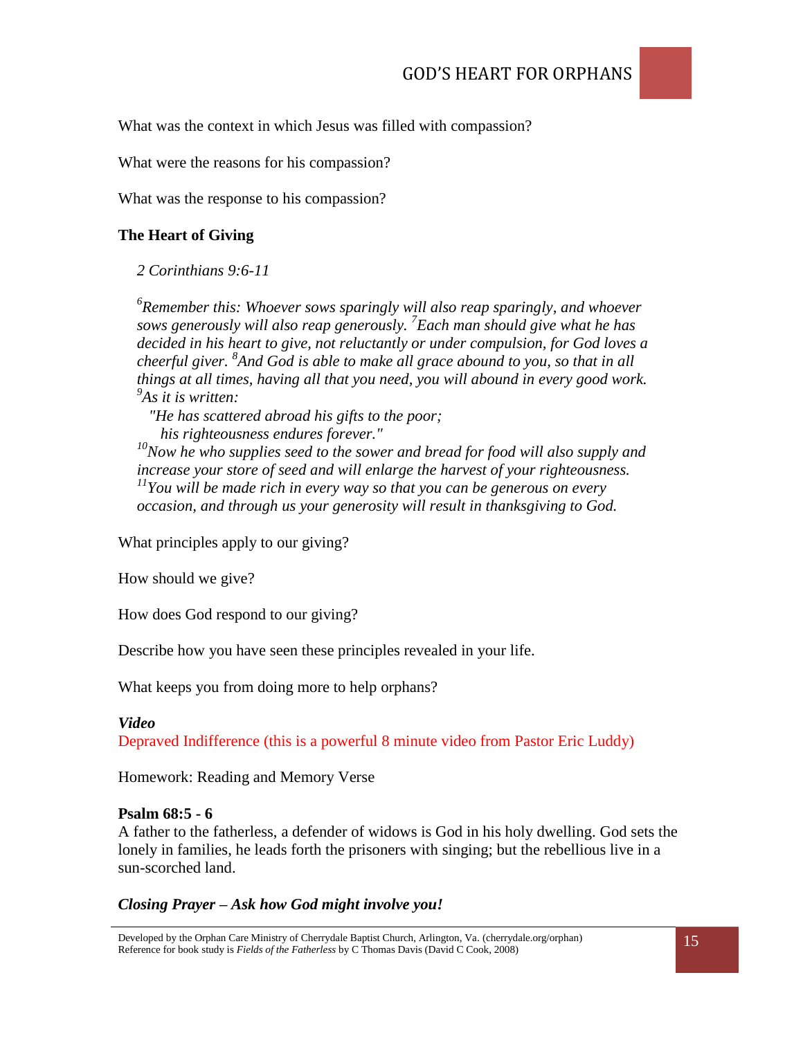What was the context in which Jesus was filled with compassion?

What were the reasons for his compassion?

What was the response to his compassion?

**The Heart of Giving**

*2 Corinthians 9:6-11*

*[6]Remember this: Whoever sows sparingly will also reap sparingly, and whoever sows generously will also reap generously. [7]Each man should give what he has decided in his heart to give, not reluctantly or under compulsion, for God loves a cheerful giver. [8]And God is able to make all grace abound to you, so that in all things at all times, having all that you need, you will abound in every good work. [9]As it is written:*
*"He has scattered abroad his gifts to the poor;*
*his righteousness endures forever."*
*[10]Now he who supplies seed to the sower and bread for food will also supply and increase your store of seed and will enlarge the harvest of your righteousness. [11]You will be made rich in every way so that you can be generous on every occasion, and through us your generosity will result in thanksgiving to God.*

What principles apply to our giving?

How should we give?

How does God respond to our giving?

Describe how you have seen these principles revealed in your life.

What keeps you from doing more to help orphans?

***Video***

Depraved Indifference (this is a powerful 8 minute video from Pastor Eric Luddy)

Homework: Reading and Memory Verse

**Psalm 68:5 - 6**

A father to the fatherless, a defender of widows is God in his holy dwelling. God sets the lonely in families, he leads forth the prisoners with singing; but the rebellious live in a sun-scorched land.

***Closing Prayer – Ask how God might involve you!***

Developed by the Orphan Care Ministry of Cherrydale Baptist Church, Arlington, Va. (cherrydale.org/orphan)
Reference for book study is *Fields of the Fatherless* by C Thomas Davis (David C Cook, 2008)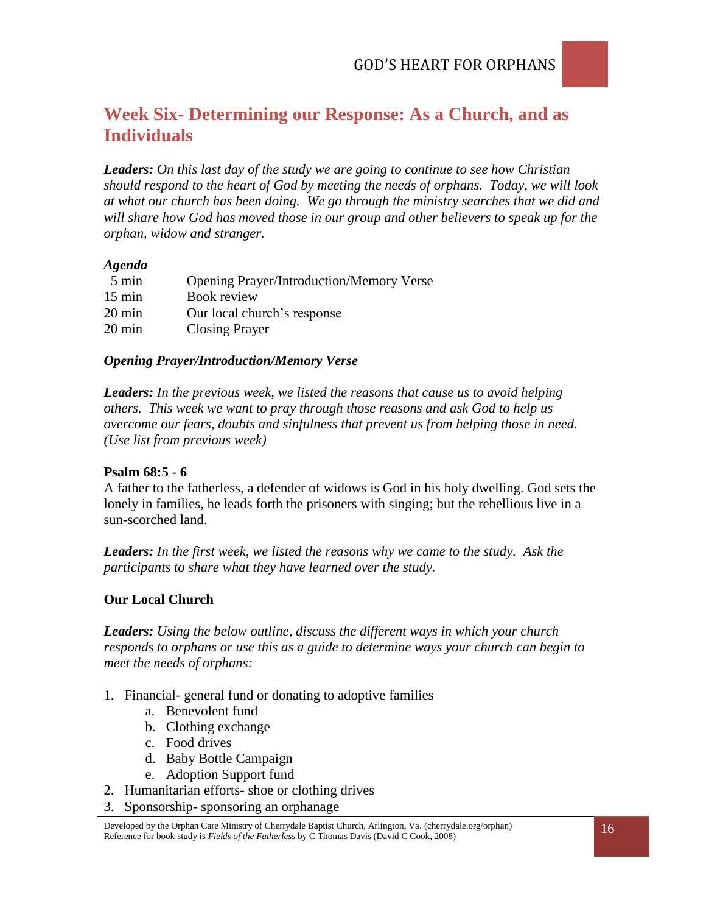## Week Six- Determining our Response: As a Church, and as Individuals

***Leaders:*** *On this last day of the study we are going to continue to see how Christian should respond to the heart of God by meeting the needs of orphans. Today, we will look at what our church has been doing. We go through the ministry searches that we did and will share how God has moved those in our group and other believers to speak up for the orphan, widow and stranger.*

***Agenda***

| | |
|---|---|
| 5 min | Opening Prayer/Introduction/Memory Verse |
| 15 min | Book review |
| 20 min | Our local church's response |
| 20 min | Closing Prayer |

***Opening Prayer/Introduction/Memory Verse***

***Leaders:*** *In the previous week, we listed the reasons that cause us to avoid helping others. This week we want to pray through those reasons and ask God to help us overcome our fears, doubts and sinfulness that prevent us from helping those in need. (Use list from previous week)*

**Psalm 68:5 - 6**

A father to the fatherless, a defender of widows is God in his holy dwelling. God sets the lonely in families, he leads forth the prisoners with singing; but the rebellious live in a sun-scorched land.

***Leaders:*** *In the first week, we listed the reasons why we came to the study. Ask the participants to share what they have learned over the study.*

**Our Local Church**

***Leaders:*** *Using the below outline, discuss the different ways in which your church responds to orphans or use this as a guide to determine ways your church can begin to meet the needs of orphans:*

1. Financial- general fund or donating to adoptive families
    a. Benevolent fund
    b. Clothing exchange
    c. Food drives
    d. Baby Bottle Campaign
    e. Adoption Support fund
2. Humanitarian efforts- shoe or clothing drives
3. Sponsorship- sponsoring an orphanage

Developed by the Orphan Care Ministry of Cherrydale Baptist Church, Arlington, Va. (cherrydale.org/orphan)
Reference for book study is *Fields of the Fatherless* by C Thomas Davis (David C Cook, 2008)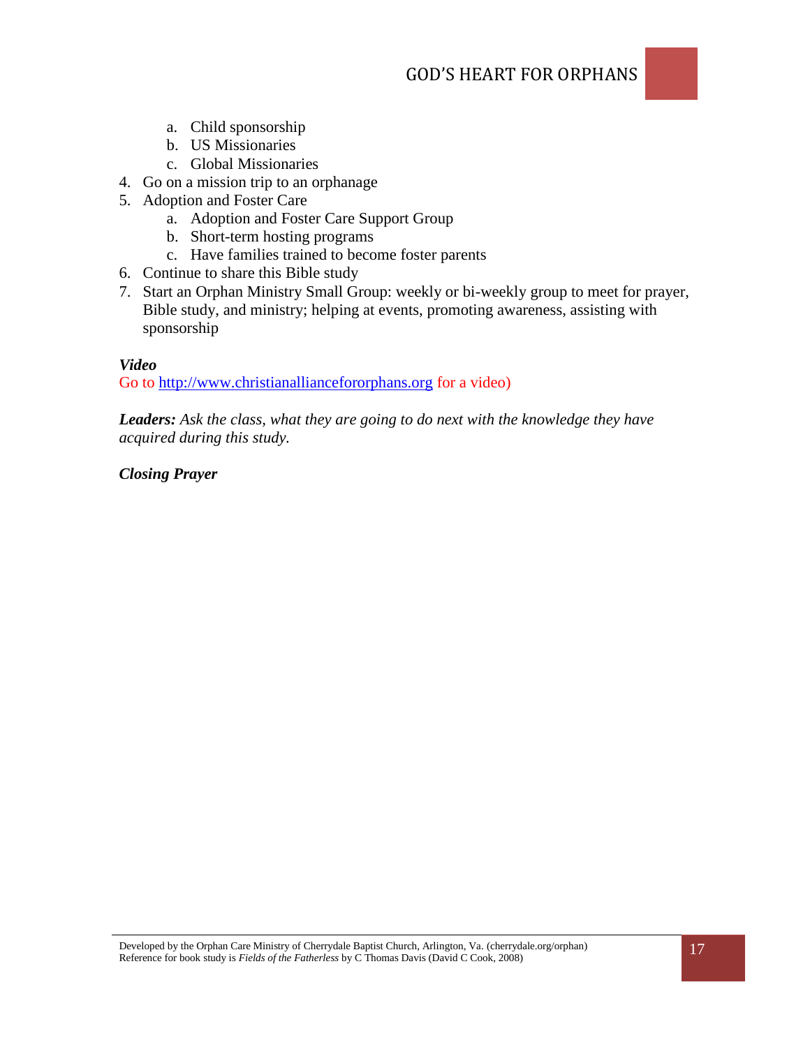a. Child sponsorship
   b. US Missionaries
   c. Global Missionaries
4. Go on a mission trip to an orphanage
5. Adoption and Foster Care
   a. Adoption and Foster Care Support Group
   b. Short-term hosting programs
   c. Have families trained to become foster parents
6. Continue to share this Bible study
7. Start an Orphan Ministry Small Group: weekly or bi-weekly group to meet for prayer, Bible study, and ministry; helping at events, promoting awareness, assisting with sponsorship

***Video***

Go to http://www.christianalliancefororphans.org for a video)

***Leaders:*** *Ask the class, what they are going to do next with the knowledge they have acquired during this study.*

***Closing Prayer***

Developed by the Orphan Care Ministry of Cherrydale Baptist Church, Arlington, Va. (cherrydale.org/orphan)
Reference for book study is *Fields of the Fatherless* by C Thomas Davis (David C Cook, 2008)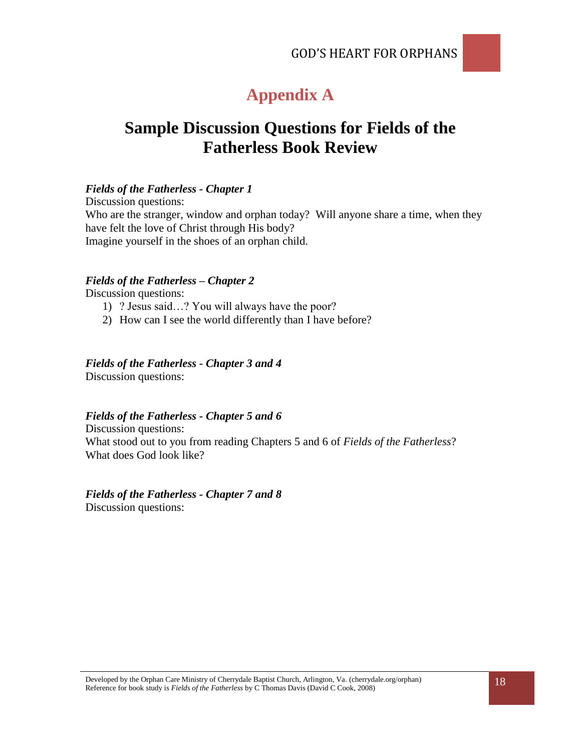# Appendix A

## Sample Discussion Questions for Fields of the Fatherless Book Review

***Fields of the Fatherless - Chapter 1***

Discussion questions:

Who are the stranger, window and orphan today? Will anyone share a time, when they have felt the love of Christ through His body?

Imagine yourself in the shoes of an orphan child.

***Fields of the Fatherless – Chapter 2***

Discussion questions:

1) ? Jesus said…? You will always have the poor?
2) How can I see the world differently than I have before?

***Fields of the Fatherless - Chapter 3 and 4***

Discussion questions:

***Fields of the Fatherless - Chapter 5 and 6***

Discussion questions:

What stood out to you from reading Chapters 5 and 6 of *Fields of the Fatherless*?

What does God look like?

***Fields of the Fatherless - Chapter 7 and 8***

Discussion questions:

Developed by the Orphan Care Ministry of Cherrydale Baptist Church, Arlington, Va. (cherrydale.org/orphan)
Reference for book study is *Fields of the Fatherless* by C Thomas Davis (David C Cook, 2008)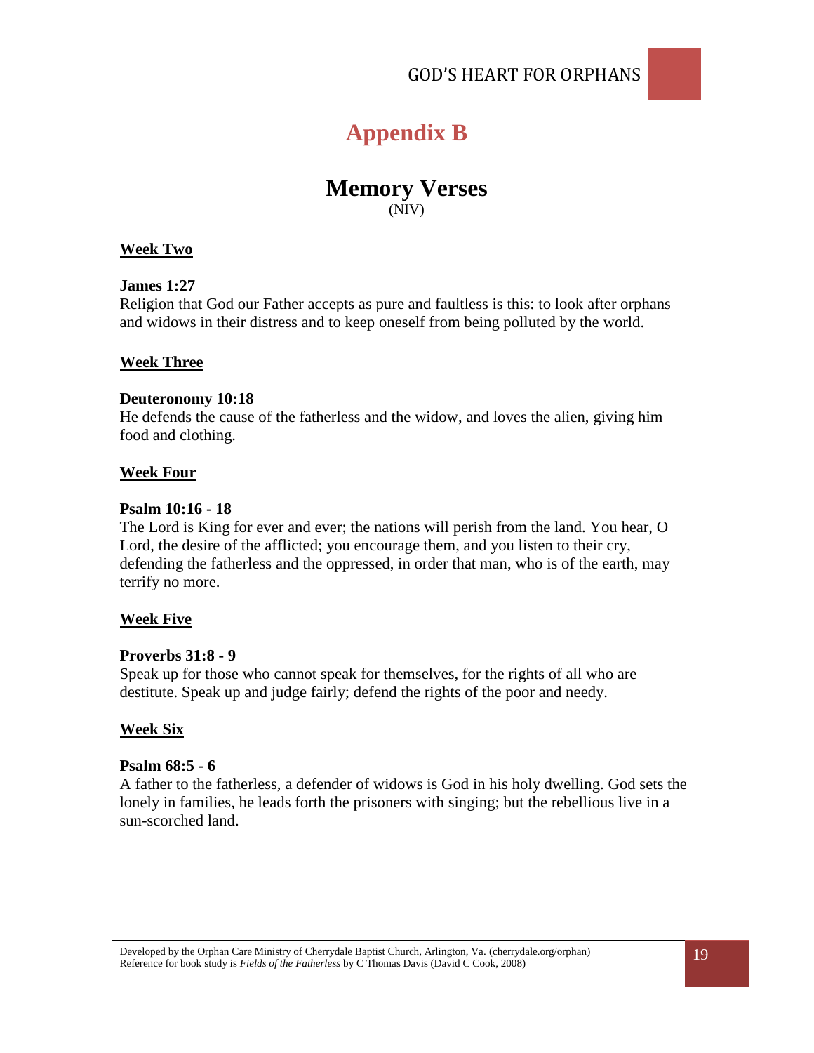# Appendix B

## Memory Verses

(NIV)

**Week Two**

**James 1:27**
Religion that God our Father accepts as pure and faultless is this: to look after orphans and widows in their distress and to keep oneself from being polluted by the world.

**Week Three**

**Deuteronomy 10:18**
He defends the cause of the fatherless and the widow, and loves the alien, giving him food and clothing.

**Week Four**

**Psalm 10:16 - 18**
The Lord is King for ever and ever; the nations will perish from the land. You hear, O Lord, the desire of the afflicted; you encourage them, and you listen to their cry, defending the fatherless and the oppressed, in order that man, who is of the earth, may terrify no more.

**Week Five**

**Proverbs 31:8 - 9**
Speak up for those who cannot speak for themselves, for the rights of all who are destitute. Speak up and judge fairly; defend the rights of the poor and needy.

**Week Six**

**Psalm 68:5 - 6**
A father to the fatherless, a defender of widows is God in his holy dwelling. God sets the lonely in families, he leads forth the prisoners with singing; but the rebellious live in a sun-scorched land.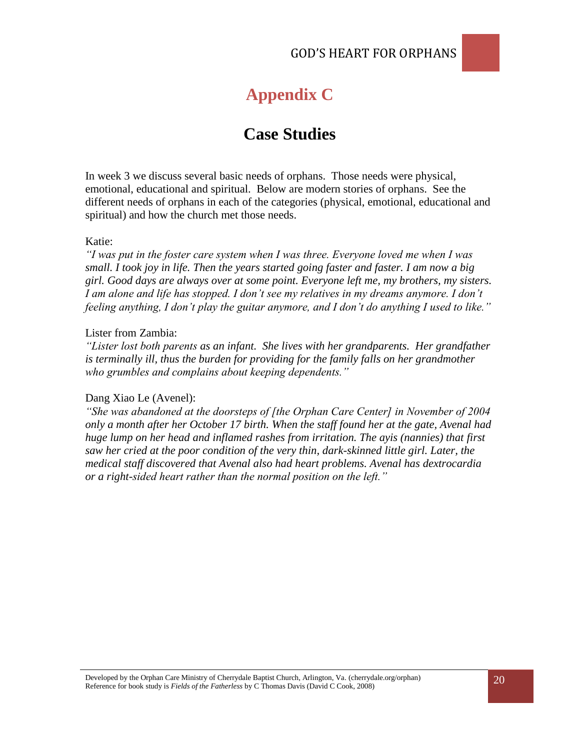# Appendix C

## Case Studies

In week 3 we discuss several basic needs of orphans. Those needs were physical, emotional, educational and spiritual. Below are modern stories of orphans. See the different needs of orphans in each of the categories (physical, emotional, educational and spiritual) and how the church met those needs.

Katie:

*"I was put in the foster care system when I was three. Everyone loved me when I was small. I took joy in life. Then the years started going faster and faster. I am now a big girl. Good days are always over at some point. Everyone left me, my brothers, my sisters. I am alone and life has stopped. I don't see my relatives in my dreams anymore. I don't feeling anything, I don't play the guitar anymore, and I don't do anything I used to like."*

Lister from Zambia:

*"Lister lost both parents as an infant. She lives with her grandparents. Her grandfather is terminally ill, thus the burden for providing for the family falls on her grandmother who grumbles and complains about keeping dependents."*

Dang Xiao Le (Avenel):

*"She was abandoned at the doorsteps of [the Orphan Care Center] in November of 2004 only a month after her October 17 birth. When the staff found her at the gate, Avenal had huge lump on her head and inflamed rashes from irritation. The ayis (nannies) that first saw her cried at the poor condition of the very thin, dark-skinned little girl. Later, the medical staff discovered that Avenal also had heart problems. Avenal has dextrocardia or a right-sided heart rather than the normal position on the left."*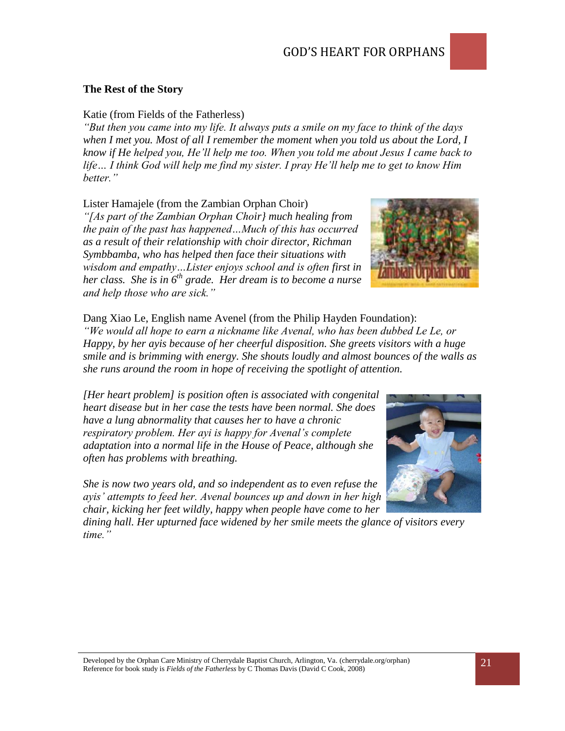**The Rest of the Story**

Katie (from Fields of the Fatherless)

*"But then you came into my life. It always puts a smile on my face to think of the days when I met you. Most of all I remember the moment when you told us about the Lord, I know if He helped you, He'll help me too. When you told me about Jesus I came back to life… I think God will help me find my sister. I pray He'll help me to get to know Him better."*

Lister Hamajele (from the Zambian Orphan Choir)

*"[As part of the Zambian Orphan Choir} much healing from the pain of the past has happened…Much of this has occurred as a result of their relationship with choir director, Richman Symbbamba, who has helped then face their situations with wisdom and empathy…Lister enjoys school and is often first in her class. She is in 6th grade. Her dream is to become a nurse and help those who are sick."*

Dang Xiao Le, English name Avenel (from the Philip Hayden Foundation):

*"We would all hope to earn a nickname like Avenal, who has been dubbed Le Le, or Happy, by her ayis because of her cheerful disposition. She greets visitors with a huge smile and is brimming with energy. She shouts loudly and almost bounces of the walls as she runs around the room in hope of receiving the spotlight of attention.*

*[Her heart problem] is position often is associated with congenital heart disease but in her case the tests have been normal. She does have a lung abnormality that causes her to have a chronic respiratory problem. Her ayi is happy for Avenal's complete adaptation into a normal life in the House of Peace, although she often has problems with breathing.*

*She is now two years old, and so independent as to even refuse the ayis' attempts to feed her. Avenal bounces up and down in her high chair, kicking her feet wildly, happy when people have come to her dining hall. Her upturned face widened by her smile meets the glance of visitors every time."*

Developed by the Orphan Care Ministry of Cherrydale Baptist Church, Arlington, Va. (cherrydale.org/orphan)
Reference for book study is *Fields of the Fatherless* by C Thomas Davis (David C Cook, 2008)